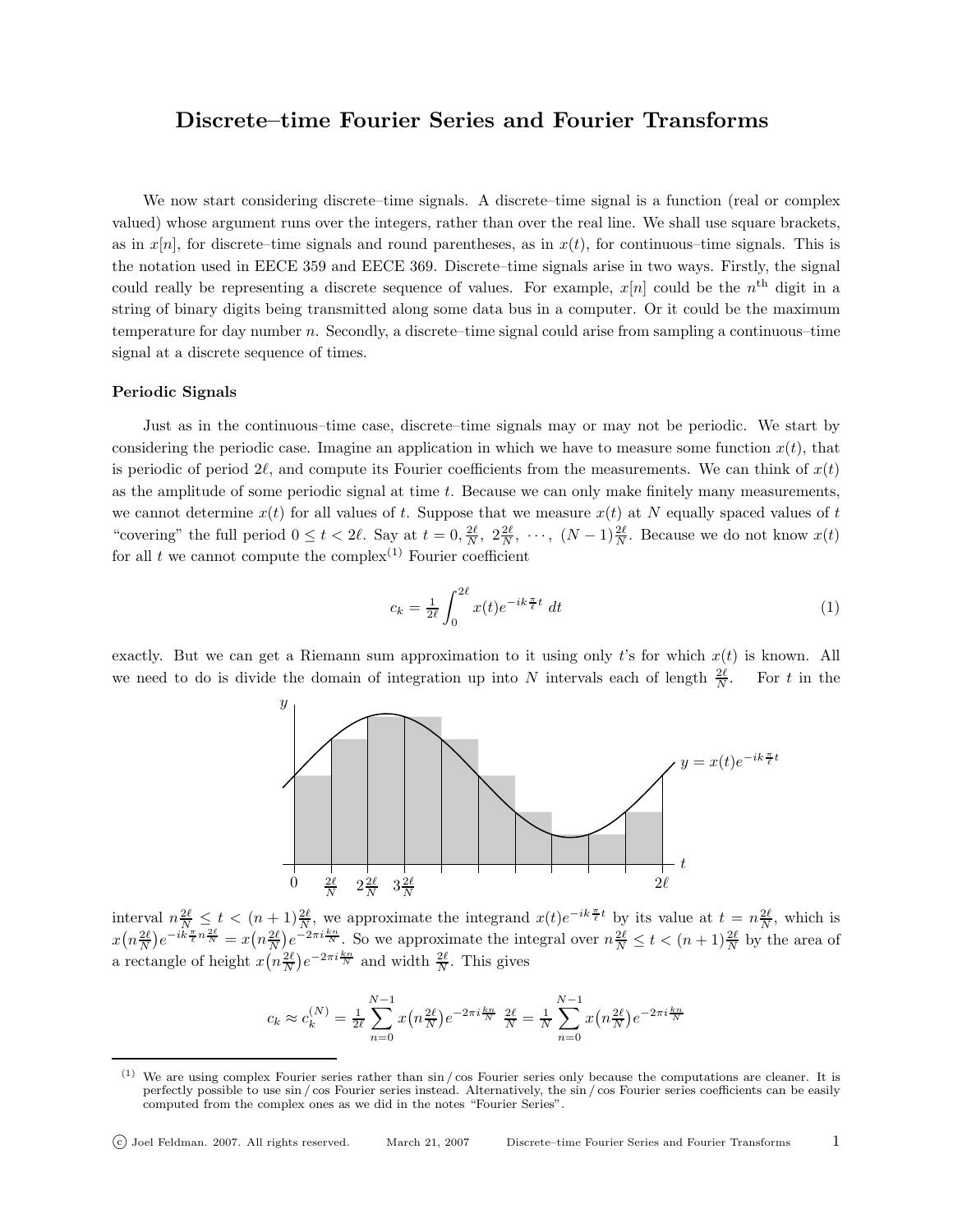# Discrete–time Fourier Series and Fourier Transforms

We now start considering discrete–time signals. A discrete–time signal is a function (real or complex valued) whose argument runs over the integers, rather than over the real line. We shall use square brackets, as in $x[n]$, for discrete–time signals and round parentheses, as in $x(t)$, for continuous–time signals. This is the notation used in EECE 359 and EECE 369. Discrete–time signals arise in two ways. Firstly, the signal could really be representing a discrete sequence of values. For example, $x[n]$ could be the $n^{\text{th}}$ digit in a string of binary digits being transmitted along some data bus in a computer. Or it could be the maximum temperature for day number $n$. Secondly, a discrete–time signal could arise from sampling a continuous–time signal at a discrete sequence of times.

### Periodic Signals

Just as in the continuous–time case, discrete–time signals may or may not be periodic. We start by considering the periodic case. Imagine an application in which we have to measure some function $x(t)$, that is periodic of period $2\ell$, and compute its Fourier coefficients from the measurements. We can think of $x(t)$ as the amplitude of some periodic signal at time $t$. Because we can only make finitely many measurements, we cannot determine $x(t)$ for all values of $t$. Suppose that we measure $x(t)$ at $N$ equally spaced values of $t$ "covering" the full period $0 \le t < 2\ell$. Say at $t = 0, \frac{2\ell}{N}, 2\frac{2\ell}{N}, \cdots, (N-1)\frac{2\ell}{N}$. Because we do not know $x(t)$ for all $t$ we cannot compute the complex[1] Fourier coefficient

$$c_k = \tfrac{1}{2\ell}\int_0^{2\ell} x(t)e^{-ik\frac{\pi}{\ell}t}\,dt \tag{1}$$

exactly. But we can get a Riemann sum approximation to it using only $t$'s for which $x(t)$ is known. All we need to do is divide the domain of integration up into $N$ intervals each of length $\frac{2\ell}{N}$. For $t$ in the interval $n\frac{2\ell}{N} \le t < (n+1)\frac{2\ell}{N}$, we approximate the integrand $x(t)e^{-ik\frac{\pi}{\ell}t}$ by its value at $t = n\frac{2\ell}{N}$, which is $x\big(n\frac{2\ell}{N}\big)e^{-ik\frac{\pi}{\ell}n\frac{2\ell}{N}} = x\big(n\frac{2\ell}{N}\big)e^{-2\pi i\frac{kn}{N}}$. So we approximate the integral over $n\frac{2\ell}{N} \le t < (n+1)\frac{2\ell}{N}$ by the area of a rectangle of height $x\big(n\frac{2\ell}{N}\big)e^{-2\pi i\frac{kn}{N}}$ and width $\frac{2\ell}{N}$. This gives

$$c_k \approx c_k^{(N)} = \tfrac{1}{2\ell}\sum_{n=0}^{N-1} x\big(n\tfrac{2\ell}{N}\big)e^{-2\pi i\frac{kn}{N}}\ \tfrac{2\ell}{N} = \tfrac{1}{N}\sum_{n=0}^{N-1} x\big(n\tfrac{2\ell}{N}\big)e^{-2\pi i\frac{kn}{N}}$$

[1] We are using complex Fourier series rather than sin / cos Fourier series only because the computations are cleaner. It is perfectly possible to use sin / cos Fourier series instead. Alternatively, the sin / cos Fourier series coefficients can be easily computed from the complex ones as we did in the notes "Fourier Series".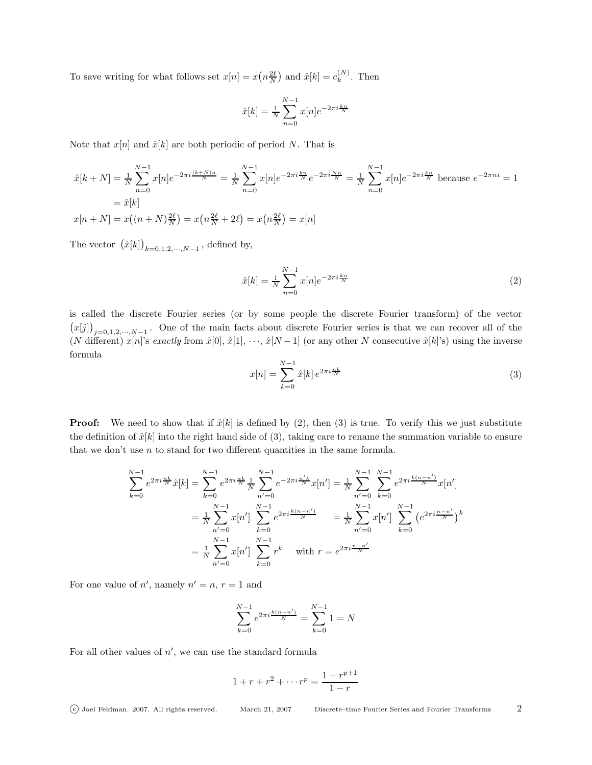To save writing for what follows set $x[n] = x\big(n\frac{2\ell}{N}\big)$ and $\hat{x}[k] = c_k^{(N)}$. Then

$$\hat{x}[k] = \tfrac{1}{N}\sum_{n=0}^{N-1} x[n]e^{-2\pi i\frac{kn}{N}}$$

Note that $x[n]$ and $\hat{x}[k]$ are both periodic of period $N$. That is

$$\begin{aligned}
\hat{x}[k+N] &= \tfrac{1}{N}\sum_{n=0}^{N-1} x[n]e^{-2\pi i\frac{(k+N)n}{N}} = \tfrac{1}{N}\sum_{n=0}^{N-1} x[n]e^{-2\pi i\frac{kn}{N}}e^{-2\pi i\frac{Nn}{N}} = \tfrac{1}{N}\sum_{n=0}^{N-1} x[n]e^{-2\pi i\frac{kn}{N}} \text{ because } e^{-2\pi ni} = 1 \\
&= \hat{x}[k] \\
x[n+N] &= x\big((n+N)\tfrac{2\ell}{N}\big) = x\big(n\tfrac{2\ell}{N} + 2\ell\big) = x\big(n\tfrac{2\ell}{N}\big) = x[n]
\end{aligned}$$

The vector $\big(\hat{x}[k]\big)_{k=0,1,2,\cdots,N-1}$, defined by,

$$\hat{x}[k] = \tfrac{1}{N}\sum_{n=0}^{N-1} x[n]e^{-2\pi i\frac{kn}{N}} \tag{2}$$

is called the discrete Fourier series (or by some people the discrete Fourier transform) of the vector $\big(x[j]\big)_{j=0,1,2,\cdots,N-1}$. One of the main facts about discrete Fourier series is that we can recover all of the ($N$ different) $x[n]$'s *exactly* from $\hat{x}[0]$, $\hat{x}[1]$, $\cdots$, $\hat{x}[N-1]$ (or any other $N$ consecutive $\hat{x}[k]$'s) using the inverse formula

$$x[n] = \sum_{k=0}^{N-1} \hat{x}[k]\, e^{2\pi i\frac{nk}{N}} \tag{3}$$

**Proof:** We need to show that if $\hat{x}[k]$ is defined by (2), then (3) is true. To verify this we just substitute the definition of $\hat{x}[k]$ into the right hand side of (3), taking care to rename the summation variable to ensure that we don't use $n$ to stand for two different quantities in the same formula.

$$\begin{aligned}
\sum_{k=0}^{N-1} e^{2\pi i\frac{nk}{N}}\hat{x}[k] &= \sum_{k=0}^{N-1} e^{2\pi i\frac{nk}{N}}\tfrac{1}{N}\sum_{n'=0}^{N-1} e^{-2\pi i\frac{n'k}{N}}x[n'] = \tfrac{1}{N}\sum_{n'=0}^{N-1}\sum_{k=0}^{N-1} e^{2\pi i\frac{k(n-n')}{N}}x[n'] \\
&= \tfrac{1}{N}\sum_{n'=0}^{N-1} x[n']\sum_{k=0}^{N-1} e^{2\pi i\frac{k(n-n')}{N}} \quad = \tfrac{1}{N}\sum_{n'=0}^{N-1} x[n']\sum_{k=0}^{N-1}\big(e^{2\pi i\frac{n-n'}{N}}\big)^k \\
&= \tfrac{1}{N}\sum_{n'=0}^{N-1} x[n']\sum_{k=0}^{N-1} r^k \quad \text{ with } r = e^{2\pi i\frac{n-n'}{N}}
\end{aligned}$$

For one value of $n'$, namely $n' = n$, $r = 1$ and

$$\sum_{k=0}^{N-1} e^{2\pi i\frac{k(n-n')}{N}} = \sum_{k=0}^{N-1} 1 = N$$

For all other values of $n'$, we can use the standard formula

$$1 + r + r^2 + \cdots r^p = \frac{1-r^{p+1}}{1-r}$$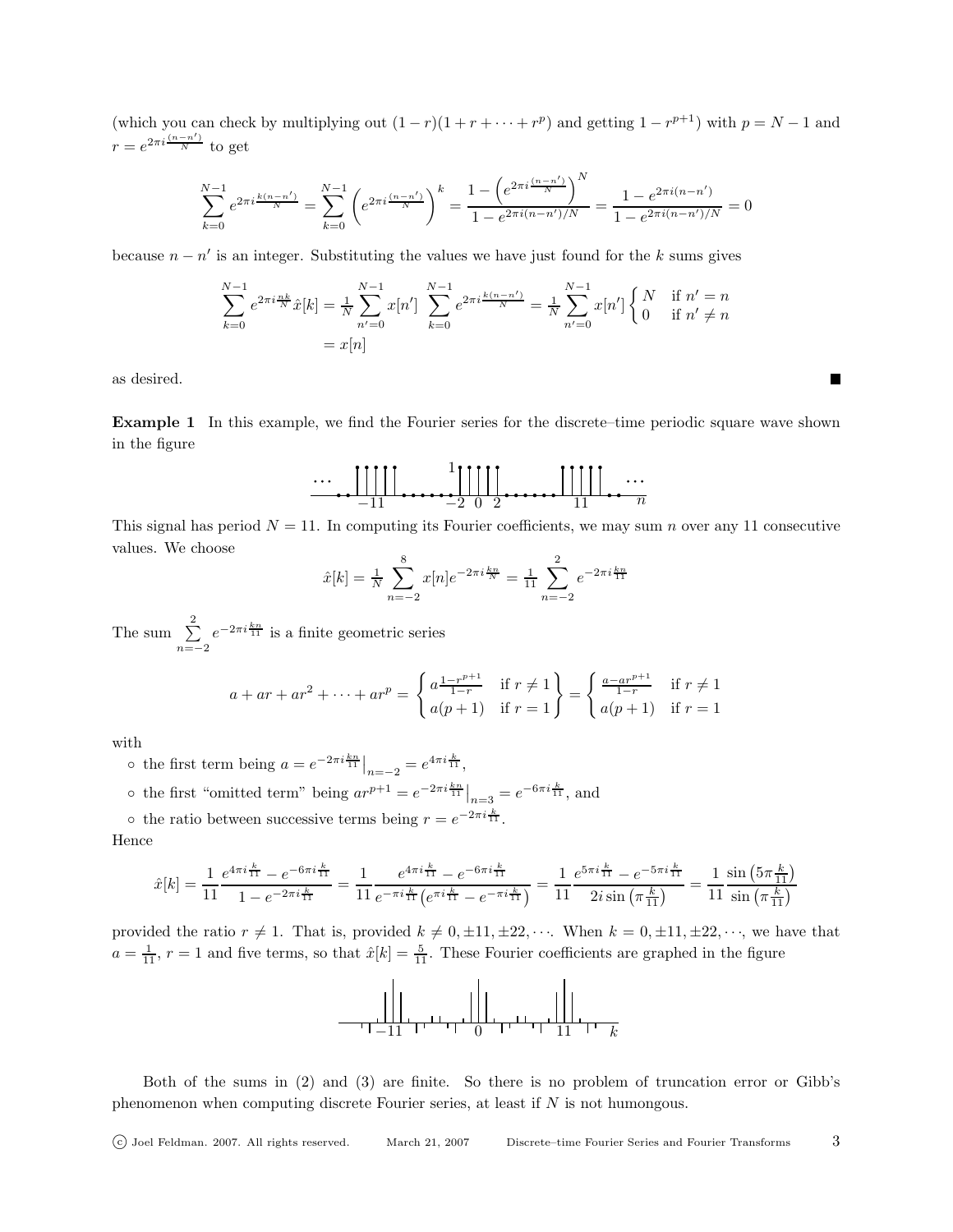(which you can check by multiplying out $(1-r)(1+r+\cdots+r^p)$ and getting $1-r^{p+1}$) with $p=N-1$ and $r=e^{2\pi i\frac{(n-n')}{N}}$ to get

$$\sum_{k=0}^{N-1} e^{2\pi i\frac{k(n-n')}{N}} = \sum_{k=0}^{N-1}\left(e^{2\pi i\frac{(n-n')}{N}}\right)^k = \frac{1-\left(e^{2\pi i\frac{(n-n')}{N}}\right)^N}{1-e^{2\pi i(n-n')/N}} = \frac{1-e^{2\pi i(n-n')}}{1-e^{2\pi i(n-n')/N}} = 0$$

because $n-n'$ is an integer. Substituting the values we have just found for the $k$ sums gives

$$\begin{aligned}\sum_{k=0}^{N-1} e^{2\pi i\frac{nk}{N}}\hat{x}[k] &= \tfrac{1}{N}\sum_{n'=0}^{N-1} x[n'] \sum_{k=0}^{N-1} e^{2\pi i\frac{k(n-n')}{N}} = \tfrac{1}{N}\sum_{n'=0}^{N-1} x[n']\begin{cases} N & \text{if } n'=n \\ 0 & \text{if } n'\neq n\end{cases} \\ &= x[n]\end{aligned}$$

as desired. ■

**Example 1** In this example, we find the Fourier series for the discrete–time periodic square wave shown in the figure

This signal has period $N=11$. In computing its Fourier coefficients, we may sum $n$ over any 11 consecutive values. We choose

$$\hat{x}[k] = \tfrac{1}{N}\sum_{n=-2}^{8} x[n]e^{-2\pi i\frac{kn}{N}} = \tfrac{1}{11}\sum_{n=-2}^{2} e^{-2\pi i\frac{kn}{11}}$$

The sum $\sum\limits_{n=-2}^{2} e^{-2\pi i\frac{kn}{11}}$ is a finite geometric series

$$a+ar+ar^2+\cdots+ar^p = \left\{\begin{matrix} a\frac{1-r^{p+1}}{1-r} & \text{if } r\neq 1 \\ a(p+1) & \text{if } r=1\end{matrix}\right\} = \begin{cases} \frac{a-ar^{p+1}}{1-r} & \text{if } r\neq 1 \\ a(p+1) & \text{if } r=1\end{cases}$$

with

- the first term being $a = e^{-2\pi i\frac{kn}{11}}\big|_{n=-2} = e^{4\pi i\frac{k}{11}}$,
- the first "omitted term" being $ar^{p+1} = e^{-2\pi i\frac{kn}{11}}\big|_{n=3} = e^{-6\pi i\frac{k}{11}}$, and
- the ratio between successive terms being $r = e^{-2\pi i\frac{k}{11}}$.

Hence

$$\hat{x}[k] = \frac{1}{11}\frac{e^{4\pi i\frac{k}{11}} - e^{-6\pi i\frac{k}{11}}}{1-e^{-2\pi i\frac{k}{11}}} = \frac{1}{11}\frac{e^{4\pi i\frac{k}{11}} - e^{-6\pi i\frac{k}{11}}}{e^{-\pi i\frac{k}{11}}\left(e^{\pi i\frac{k}{11}} - e^{-\pi i\frac{k}{11}}\right)} = \frac{1}{11}\frac{e^{5\pi i\frac{k}{11}} - e^{-5\pi i\frac{k}{11}}}{2i\sin\left(\pi\frac{k}{11}\right)} = \frac{1}{11}\frac{\sin\left(5\pi\frac{k}{11}\right)}{\sin\left(\pi\frac{k}{11}\right)}$$

provided the ratio $r\neq 1$. That is, provided $k\neq 0,\pm 11,\pm 22,\cdots$. When $k=0,\pm 11,\pm 22,\cdots$, we have that $a=\frac{1}{11}$, $r=1$ and five terms, so that $\hat{x}[k]=\frac{5}{11}$. These Fourier coefficients are graphed in the figure

Both of the sums in (2) and (3) are finite. So there is no problem of truncation error or Gibb's phenomenon when computing discrete Fourier series, at least if $N$ is not humongous.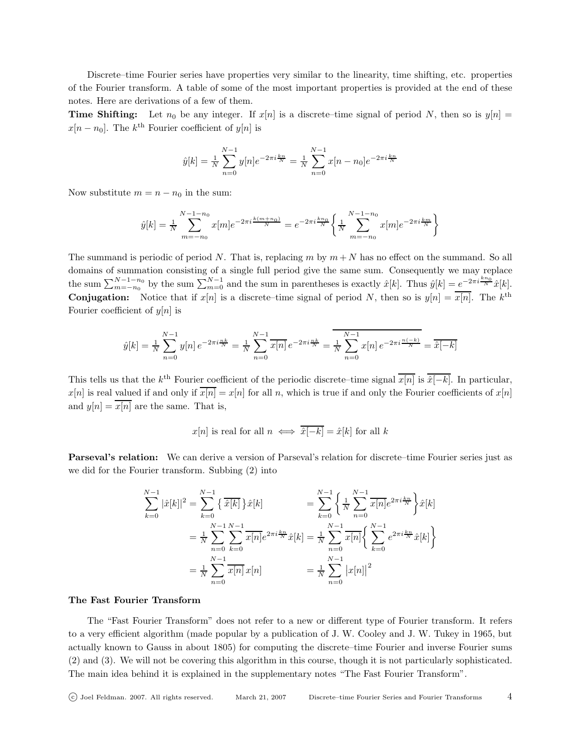Discrete–time Fourier series have properties very similar to the linearity, time shifting, etc. properties of the Fourier transform. A table of some of the most important properties is provided at the end of these notes. Here are derivations of a few of them.

**Time Shifting:** Let $n_0$ be any integer. If $x[n]$ is a discrete–time signal of period $N$, then so is $y[n] = x[n-n_0]$. The $k^{\rm th}$ Fourier coefficient of $y[n]$ is

$$\hat{y}[k] = \tfrac{1}{N}\sum_{n=0}^{N-1} y[n]e^{-2\pi i\frac{kn}{N}} = \tfrac{1}{N}\sum_{n=0}^{N-1} x[n-n_0]e^{-2\pi i\frac{kn}{N}}$$

Now substitute $m = n - n_0$ in the sum:

$$\hat{y}[k] = \tfrac{1}{N}\sum_{m=-n_0}^{N-1-n_0} x[m]e^{-2\pi i\frac{k(m+n_0)}{N}} = e^{-2\pi i\frac{kn_0}{N}}\left\{\tfrac{1}{N}\sum_{m=-n_0}^{N-1-n_0} x[m]e^{-2\pi i\frac{km}{N}}\right\}$$

The summand is periodic of period $N$. That is, replacing $m$ by $m+N$ has no effect on the summand. So all domains of summation consisting of a single full period give the same sum. Consequently we may replace the sum $\sum_{m=-n_0}^{N-1-n_0}$ by the sum $\sum_{m=0}^{N-1}$ and the sum in parentheses is exactly $\hat{x}[k]$. Thus $\hat{y}[k] = e^{-2\pi i\frac{kn_0}{N}}\hat{x}[k]$.

**Conjugation:** Notice that if $x[n]$ is a discrete–time signal of period $N$, then so is $y[n] = \overline{x[n]}$. The $k^{\rm th}$ Fourier coefficient of $y[n]$ is

$$\hat{y}[k] = \tfrac{1}{N}\sum_{n=0}^{N-1} y[n]\,e^{-2\pi i\frac{nk}{N}} = \tfrac{1}{N}\sum_{n=0}^{N-1} \overline{x[n]}\,e^{-2\pi i\frac{nk}{N}} = \overline{\tfrac{1}{N}\sum_{n=0}^{N-1} x[n]\,e^{-2\pi i\frac{n(-k)}{N}}} = \overline{\hat{x}[-k]}$$

This tells us that the $k^{\rm th}$ Fourier coefficient of the periodic discrete–time signal $\overline{x[n]}$ is $\overline{\hat{x}[-k]}$. In particular, $x[n]$ is real valued if and only if $\overline{x[n]} = x[n]$ for all $n$, which is true if and only the Fourier coefficients of $x[n]$ and $y[n] = \overline{x[n]}$ are the same. That is,

$$x[n] \text{ is real for all } n \iff \overline{\hat{x}[-k]} = \hat{x}[k] \text{ for all } k$$

**Parseval's relation:** We can derive a version of Parseval's relation for discrete–time Fourier series just as we did for the Fourier transform. Subbing (2) into

$$\begin{aligned}
\sum_{k=0}^{N-1} |\hat{x}[k]|^2 &= \sum_{k=0}^{N-1} \left\{\,\overline{\hat{x}[k]}\,\right\}\hat{x}[k] &&= \sum_{k=0}^{N-1}\left\{\tfrac{1}{N}\sum_{n=0}^{N-1}\overline{x[n]}e^{2\pi i\frac{kn}{N}}\right\}\hat{x}[k] \\
&= \tfrac{1}{N}\sum_{n=0}^{N-1}\sum_{k=0}^{N-1}\overline{x[n]}e^{2\pi i\frac{kn}{N}}\hat{x}[k] &&= \tfrac{1}{N}\sum_{n=0}^{N-1}\overline{x[n]}\left\{\sum_{k=0}^{N-1}e^{2\pi i\frac{kn}{N}}\hat{x}[k]\right\} \\
&= \tfrac{1}{N}\sum_{n=0}^{N-1}\overline{x[n]}\,x[n] &&= \tfrac{1}{N}\sum_{n=0}^{N-1}\big|x[n]\big|^2
\end{aligned}$$

### The Fast Fourier Transform

The "Fast Fourier Transform" does not refer to a new or different type of Fourier transform. It refers to a very efficient algorithm (made popular by a publication of J. W. Cooley and J. W. Tukey in 1965, but actually known to Gauss in about 1805) for computing the discrete–time Fourier and inverse Fourier sums (2) and (3). We will not be covering this algorithm in this course, though it is not particularly sophisticated. The main idea behind it is explained in the supplementary notes "The Fast Fourier Transform".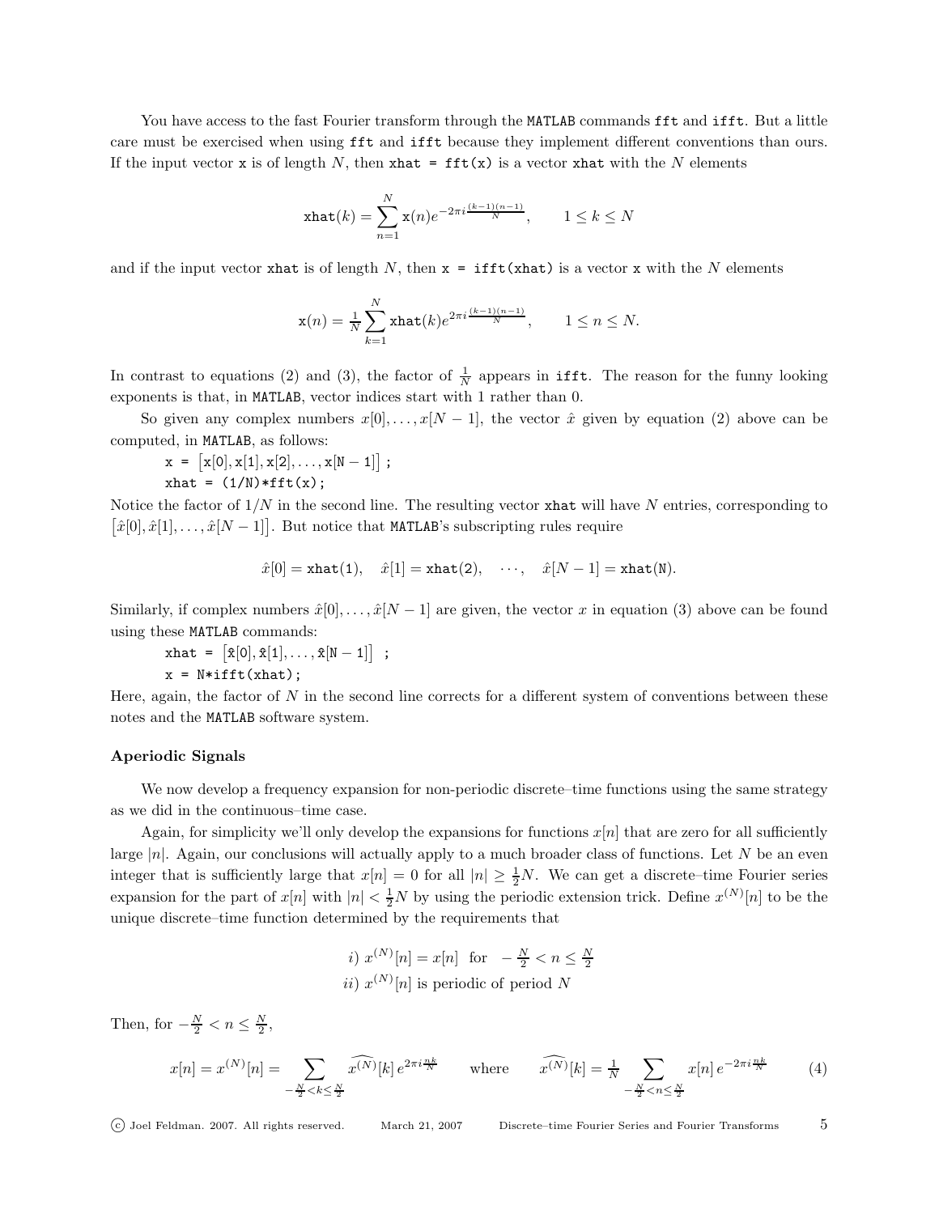You have access to the fast Fourier transform through the MATLAB commands fft and ifft. But a little care must be exercised when using fft and ifft because they implement different conventions than ours. If the input vector x is of length $N$, then xhat = fft(x) is a vector xhat with the $N$ elements

$$\mathtt{xhat}(k) = \sum_{n=1}^{N} \mathtt{x}(n) e^{-2\pi i \frac{(k-1)(n-1)}{N}}, \qquad 1 \le k \le N$$

and if the input vector xhat is of length $N$, then x = ifft(xhat) is a vector x with the $N$ elements

$$\mathtt{x}(n) = \tfrac{1}{N} \sum_{k=1}^{N} \mathtt{xhat}(k) e^{2\pi i \frac{(k-1)(n-1)}{N}}, \qquad 1 \le n \le N.$$

In contrast to equations (2) and (3), the factor of $\frac{1}{N}$ appears in ifft. The reason for the funny looking exponents is that, in MATLAB, vector indices start with 1 rather than 0.

So given any complex numbers $x[0], \ldots, x[N-1]$, the vector $\hat{x}$ given by equation (2) above can be computed, in MATLAB, as follows:

```
x = [x[0], x[1], x[2], ..., x[N - 1]] ;
xhat = (1/N)*fft(x);
```

Notice the factor of $1/N$ in the second line. The resulting vector xhat will have $N$ entries, corresponding to $\big[\hat{x}[0], \hat{x}[1], \ldots, \hat{x}[N-1]\big]$. But notice that MATLAB's subscripting rules require

$$\hat{x}[0] = \mathtt{xhat(1)}, \quad \hat{x}[1] = \mathtt{xhat(2)}, \quad \cdots, \quad \hat{x}[N-1] = \mathtt{xhat(N)}.$$

Similarly, if complex numbers $\hat{x}[0], \ldots, \hat{x}[N-1]$ are given, the vector $x$ in equation (3) above can be found using these MATLAB commands:

```
xhat = [x̂[0], x̂[1], ..., x̂[N - 1]] ;
x = N*ifft(xhat);
```

Here, again, the factor of $N$ in the second line corrects for a different system of conventions between these notes and the MATLAB software system.

### Aperiodic Signals

We now develop a frequency expansion for non-periodic discrete–time functions using the same strategy as we did in the continuous–time case.

Again, for simplicity we'll only develop the expansions for functions $x[n]$ that are zero for all sufficiently large $|n|$. Again, our conclusions will actually apply to a much broader class of functions. Let $N$ be an even integer that is sufficiently large that $x[n] = 0$ for all $|n| \ge \frac{1}{2}N$. We can get a discrete–time Fourier series expansion for the part of $x[n]$ with $|n| < \frac{1}{2}N$ by using the periodic extension trick. Define $x^{(N)}[n]$ to be the unique discrete–time function determined by the requirements that

$$\begin{aligned} &i)\ x^{(N)}[n] = x[n] \ \text{ for } \ -\tfrac{N}{2} < n \le \tfrac{N}{2} \\ &ii)\ x^{(N)}[n] \text{ is periodic of period } N \end{aligned}$$

Then, for $-\frac{N}{2} < n \le \frac{N}{2}$,

$$x[n] = x^{(N)}[n] = \sum_{-\frac{N}{2} < k \le \frac{N}{2}} \widehat{x^{(N)}}[k]\, e^{2\pi i \frac{nk}{N}} \qquad \text{where} \qquad \widehat{x^{(N)}}[k] = \tfrac{1}{N} \sum_{-\frac{N}{2} < n \le \frac{N}{2}} x[n]\, e^{-2\pi i \frac{nk}{N}} \tag{4}$$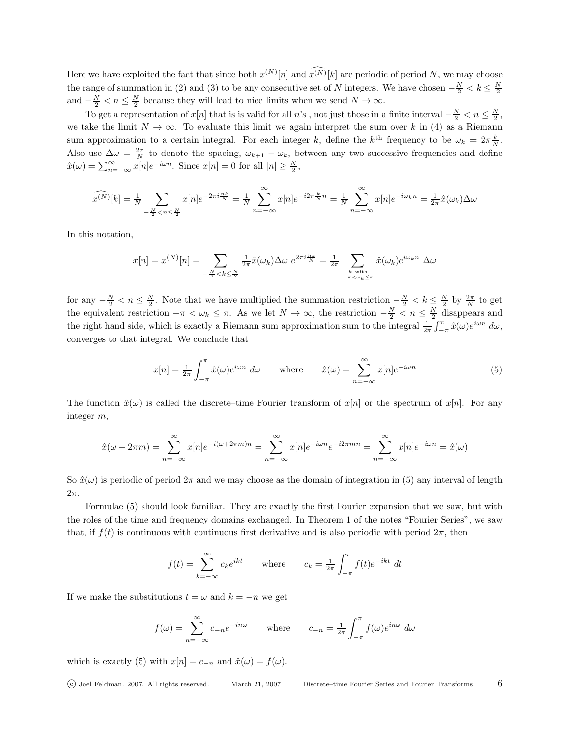Here we have exploited the fact that since both $x^{(N)}[n]$ and $\widehat{x^{(N)}}[k]$ are periodic of period $N$, we may choose the range of summation in (2) and (3) to be any consecutive set of $N$ integers. We have chosen $-\frac{N}{2} < k \le \frac{N}{2}$ and $-\frac{N}{2} < n \le \frac{N}{2}$ because they will lead to nice limits when we send $N \to \infty$.

To get a representation of $x[n]$ that is is valid for all $n$'s , not just those in a finite interval $-\frac{N}{2} < n \le \frac{N}{2}$, we take the limit $N \to \infty$. To evaluate this limit we again interpret the sum over $k$ in (4) as a Riemann sum approximation to a certain integral. For each integer $k$, define the $k^{\text{th}}$ frequency to be $\omega_k = 2\pi\frac{k}{N}$. Also use $\Delta\omega = \frac{2\pi}{N}$ to denote the spacing, $\omega_{k+1} - \omega_k$, between any two successive frequencies and define $\hat{x}(\omega) = \sum_{n=-\infty}^{\infty} x[n]e^{-i\omega n}$. Since $x[n] = 0$ for all $|n| \ge \frac{N}{2}$,

$$\widehat{x^{(N)}}[k] = \frac{1}{N} \sum_{-\frac{N}{2}<n\le\frac{N}{2}} x[n]e^{-2\pi i\frac{nk}{N}} = \frac{1}{N} \sum_{n=-\infty}^{\infty} x[n]e^{-i2\pi\frac{k}{N}n} = \frac{1}{N} \sum_{n=-\infty}^{\infty} x[n]e^{-i\omega_k n} = \frac{1}{2\pi}\hat{x}(\omega_k)\Delta\omega$$

In this notation,

$$x[n] = x^{(N)}[n] = \sum_{-\frac{N}{2}<k\le\frac{N}{2}} \frac{1}{2\pi}\hat{x}(\omega_k)\Delta\omega \; e^{2\pi i\frac{nk}{N}} = \frac{1}{2\pi} \sum_{\substack{k \text{ with} \\ -\pi<\omega_k\le\pi}} \hat{x}(\omega_k)e^{i\omega_k n} \; \Delta\omega$$

for any $-\frac{N}{2} < n \le \frac{N}{2}$. Note that we have multiplied the summation restriction $-\frac{N}{2} < k \le \frac{N}{2}$ by $\frac{2\pi}{N}$ to get the equivalent restriction $-\pi < \omega_k \le \pi$. As we let $N \to \infty$, the restriction $-\frac{N}{2} < n \le \frac{N}{2}$ disappears and the right hand side, which is exactly a Riemann sum approximation sum to the integral $\frac{1}{2\pi}\int_{-\pi}^{\pi} \hat{x}(\omega)e^{i\omega n}\, d\omega$, converges to that integral. We conclude that

$$x[n] = \frac{1}{2\pi}\int_{-\pi}^{\pi} \hat{x}(\omega)e^{i\omega n}\, d\omega \qquad \text{where} \qquad \hat{x}(\omega) = \sum_{n=-\infty}^{\infty} x[n]e^{-i\omega n} \tag{5}$$

The function $\hat{x}(\omega)$ is called the discrete–time Fourier transform of $x[n]$ or the spectrum of $x[n]$. For any integer $m$,

$$\hat{x}(\omega + 2\pi m) = \sum_{n=-\infty}^{\infty} x[n]e^{-i(\omega+2\pi m)n} = \sum_{n=-\infty}^{\infty} x[n]e^{-i\omega n}e^{-i2\pi mn} = \sum_{n=-\infty}^{\infty} x[n]e^{-i\omega n} = \hat{x}(\omega)$$

So $\hat{x}(\omega)$ is periodic of period $2\pi$ and we may choose as the domain of integration in (5) any interval of length $2\pi$.

Formulae (5) should look familiar. They are exactly the first Fourier expansion that we saw, but with the roles of the time and frequency domains exchanged. In Theorem 1 of the notes "Fourier Series", we saw that, if $f(t)$ is continuous with continuous first derivative and is also periodic with period $2\pi$, then

$$f(t) = \sum_{k=-\infty}^{\infty} c_k e^{ikt} \qquad \text{where} \qquad c_k = \frac{1}{2\pi}\int_{-\pi}^{\pi} f(t)e^{-ikt}\, dt$$

If we make the substitutions $t = \omega$ and $k = -n$ we get

$$f(\omega) = \sum_{n=-\infty}^{\infty} c_{-n} e^{-in\omega} \qquad \text{where} \qquad c_{-n} = \frac{1}{2\pi}\int_{-\pi}^{\pi} f(\omega)e^{in\omega}\, d\omega$$

which is exactly (5) with $x[n] = c_{-n}$ and $\hat{x}(\omega) = f(\omega)$.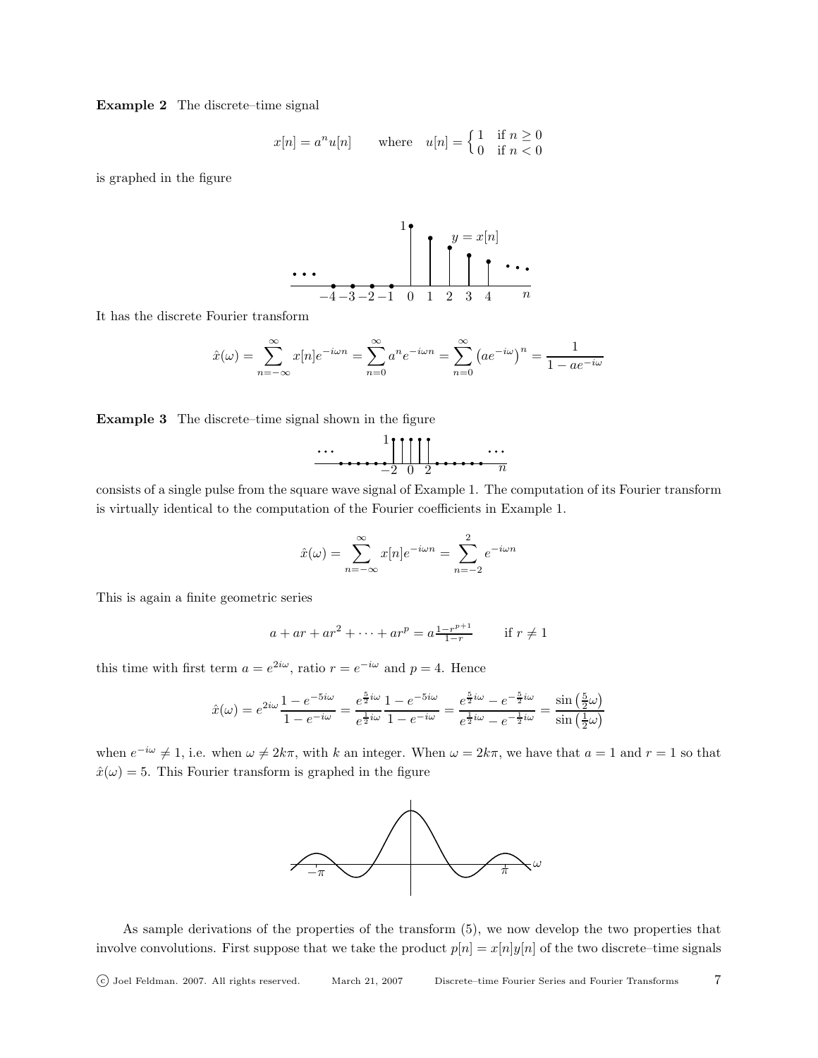**Example 2** The discrete–time signal

$$x[n] = a^n u[n] \qquad \text{where} \quad u[n] = \begin{cases} 1 & \text{if } n \geq 0 \\ 0 & \text{if } n < 0 \end{cases}$$

is graphed in the figure

It has the discrete Fourier transform

$$\hat{x}(\omega) = \sum_{n=-\infty}^{\infty} x[n]e^{-i\omega n} = \sum_{n=0}^{\infty} a^n e^{-i\omega n} = \sum_{n=0}^{\infty} \left(ae^{-i\omega}\right)^n = \frac{1}{1 - ae^{-i\omega}}$$

**Example 3** The discrete–time signal shown in the figure

consists of a single pulse from the square wave signal of Example 1. The computation of its Fourier transform is virtually identical to the computation of the Fourier coefficients in Example 1.

$$\hat{x}(\omega) = \sum_{n=-\infty}^{\infty} x[n]e^{-i\omega n} = \sum_{n=-2}^{2} e^{-i\omega n}$$

This is again a finite geometric series

$$a + ar + ar^2 + \cdots + ar^p = a\tfrac{1-r^{p+1}}{1-r} \qquad \text{if } r \neq 1$$

this time with first term $a = e^{2i\omega}$, ratio $r = e^{-i\omega}$ and $p = 4$. Hence

$$\hat{x}(\omega) = e^{2i\omega}\frac{1 - e^{-5i\omega}}{1 - e^{-i\omega}} = \frac{e^{\frac{5}{2}i\omega}}{e^{\frac{1}{2}i\omega}}\frac{1 - e^{-5i\omega}}{1 - e^{-i\omega}} = \frac{e^{\frac{5}{2}i\omega} - e^{-\frac{5}{2}i\omega}}{e^{\frac{1}{2}i\omega} - e^{-\frac{1}{2}i\omega}} = \frac{\sin\left(\frac{5}{2}\omega\right)}{\sin\left(\frac{1}{2}\omega\right)}$$

when $e^{-i\omega} \neq 1$, i.e. when $\omega \neq 2k\pi$, with $k$ an integer. When $\omega = 2k\pi$, we have that $a = 1$ and $r = 1$ so that $\hat{x}(\omega) = 5$. This Fourier transform is graphed in the figure

As sample derivations of the properties of the transform (5), we now develop the two properties that involve convolutions. First suppose that we take the product $p[n] = x[n]y[n]$ of the two discrete–time signals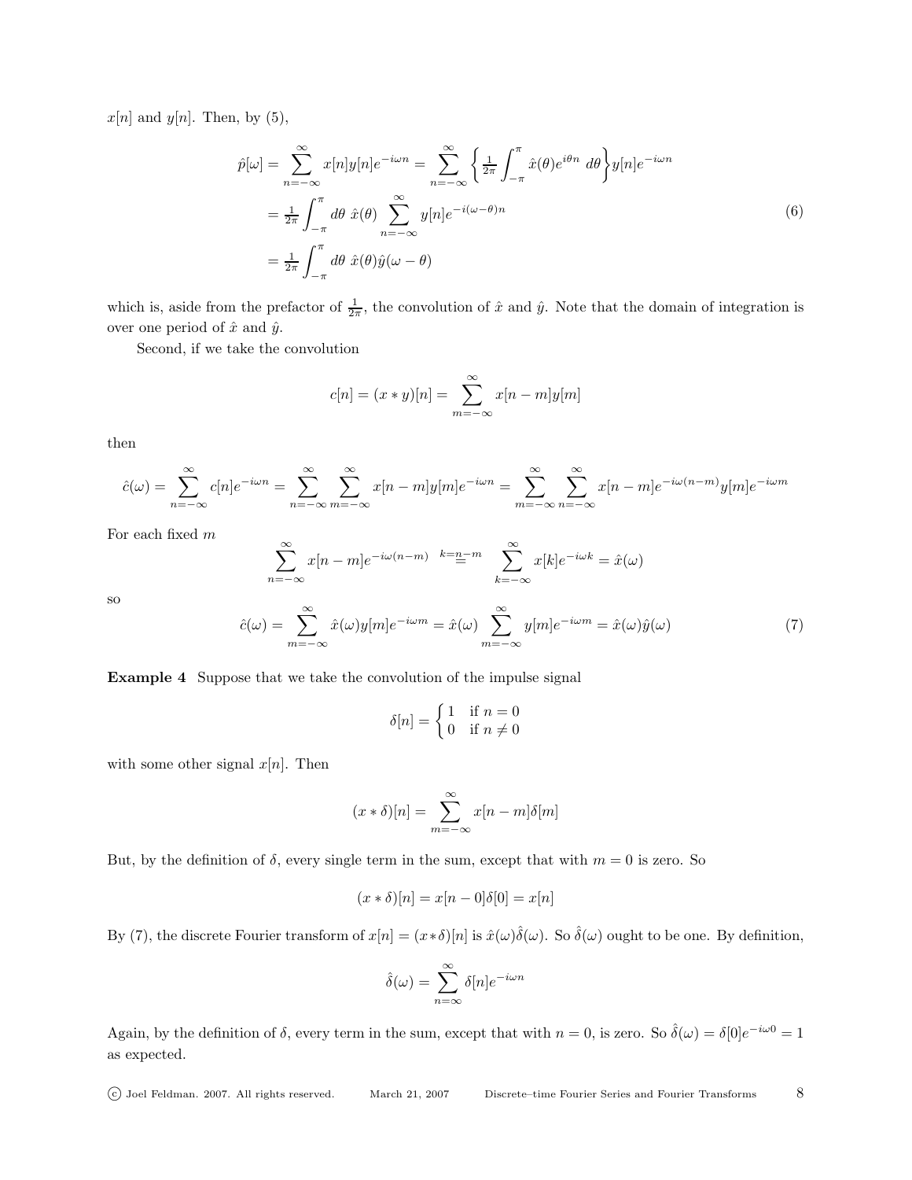$x[n]$ and $y[n]$. Then, by (5),

$$
\begin{aligned}
\hat{p}[\omega] &= \sum_{n=-\infty}^{\infty} x[n]y[n]e^{-i\omega n} = \sum_{n=-\infty}^{\infty} \Big\{ \tfrac{1}{2\pi} \int_{-\pi}^{\pi} \hat{x}(\theta) e^{i\theta n}\ d\theta \Big\} y[n] e^{-i\omega n} \\
&= \tfrac{1}{2\pi} \int_{-\pi}^{\pi} d\theta\ \hat{x}(\theta) \sum_{n=-\infty}^{\infty} y[n] e^{-i(\omega-\theta)n} \\
&= \tfrac{1}{2\pi} \int_{-\pi}^{\pi} d\theta\ \hat{x}(\theta)\hat{y}(\omega-\theta)
\end{aligned}
\tag{6}
$$

which is, aside from the prefactor of $\frac{1}{2\pi}$, the convolution of $\hat{x}$ and $\hat{y}$. Note that the domain of integration is over one period of $\hat{x}$ and $\hat{y}$.

Second, if we take the convolution

$$
c[n] = (x * y)[n] = \sum_{m=-\infty}^{\infty} x[n-m]y[m]
$$

then

$$
\hat{c}(\omega) = \sum_{n=-\infty}^{\infty} c[n]e^{-i\omega n} = \sum_{n=-\infty}^{\infty} \sum_{m=-\infty}^{\infty} x[n-m]y[m]e^{-i\omega n} = \sum_{m=-\infty}^{\infty} \sum_{n=-\infty}^{\infty} x[n-m]e^{-i\omega(n-m)} y[m]e^{-i\omega m}
$$

For each fixed $m$

$$
\sum_{n=-\infty}^{\infty} x[n-m]e^{-i\omega(n-m)} \overset{k=n-m}{=} \sum_{k=-\infty}^{\infty} x[k]e^{-i\omega k} = \hat{x}(\omega)
$$

so

$$
\hat{c}(\omega) = \sum_{m=-\infty}^{\infty} \hat{x}(\omega)y[m]e^{-i\omega m} = \hat{x}(\omega) \sum_{m=-\infty}^{\infty} y[m]e^{-i\omega m} = \hat{x}(\omega)\hat{y}(\omega)
\tag{7}
$$

**Example 4** Suppose that we take the convolution of the impulse signal

$$
\delta[n] = \begin{cases} 1 & \text{if } n = 0 \\ 0 & \text{if } n \neq 0 \end{cases}
$$

with some other signal $x[n]$. Then

$$
(x * \delta)[n] = \sum_{m=-\infty}^{\infty} x[n-m]\delta[m]
$$

But, by the definition of $\delta$, every single term in the sum, except that with $m = 0$ is zero. So

$$
(x * \delta)[n] = x[n-0]\delta[0] = x[n]
$$

By (7), the discrete Fourier transform of $x[n] = (x*\delta)[n]$ is $\hat{x}(\omega)\hat{\delta}(\omega)$. So $\hat{\delta}(\omega)$ ought to be one. By definition,

$$
\hat{\delta}(\omega) = \sum_{n=\infty}^{\infty} \delta[n]e^{-i\omega n}
$$

Again, by the definition of $\delta$, every term in the sum, except that with $n = 0$, is zero. So $\hat{\delta}(\omega) = \delta[0]e^{-i\omega 0} = 1$ as expected.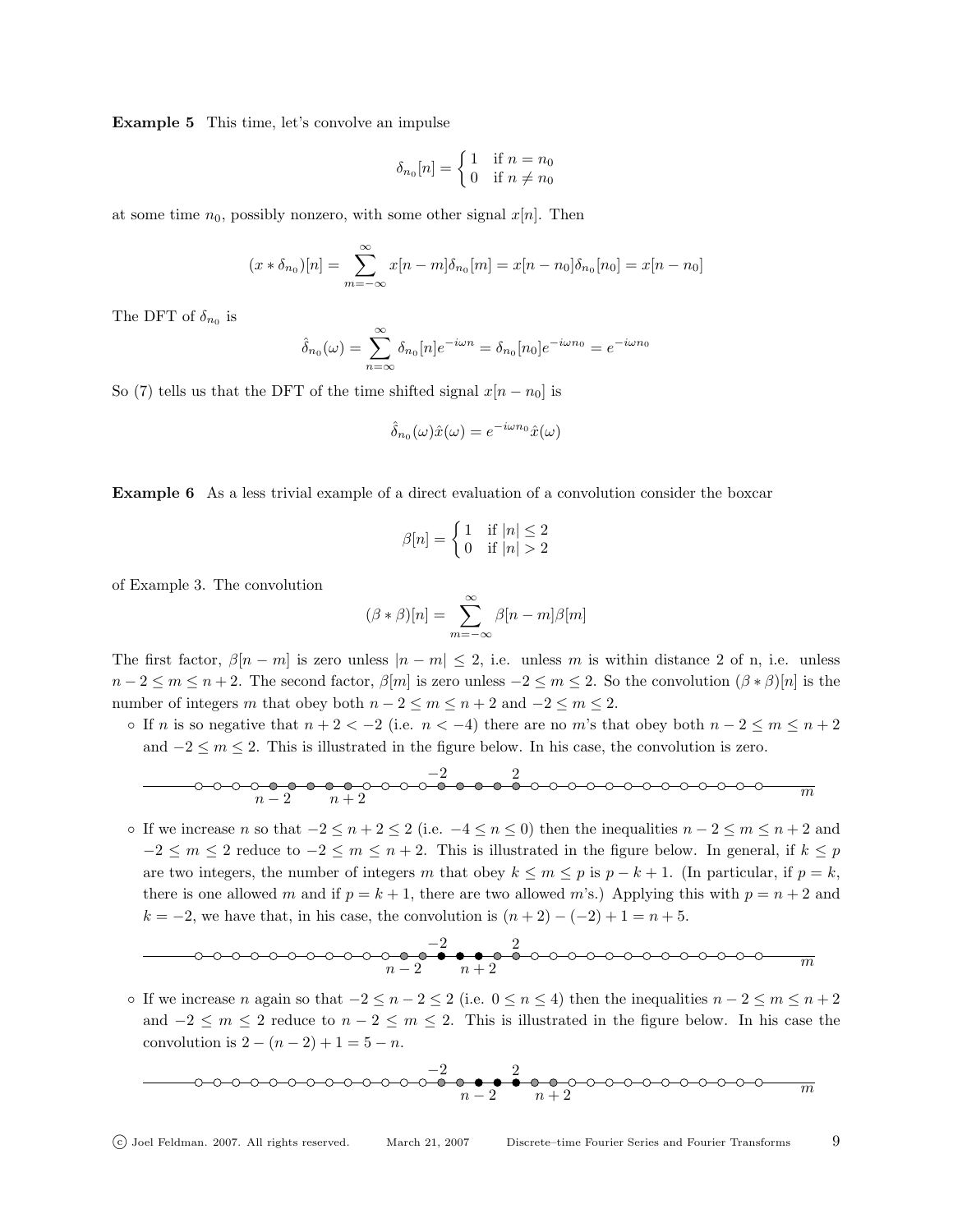**Example 5** This time, let's convolve an impulse

$$\delta_{n_0}[n] = \begin{cases} 1 & \text{if } n = n_0 \\ 0 & \text{if } n \neq n_0 \end{cases}$$

at some time $n_0$, possibly nonzero, with some other signal $x[n]$. Then

$$(x * \delta_{n_0})[n] = \sum_{m=-\infty}^{\infty} x[n-m]\delta_{n_0}[m] = x[n-n_0]\delta_{n_0}[n_0] = x[n-n_0]$$

The DFT of $\delta_{n_0}$ is

$$\hat{\delta}_{n_0}(\omega) = \sum_{n=\infty}^{\infty} \delta_{n_0}[n]e^{-i\omega n} = \delta_{n_0}[n_0]e^{-i\omega n_0} = e^{-i\omega n_0}$$

So (7) tells us that the DFT of the time shifted signal $x[n-n_0]$ is

$$\hat{\delta}_{n_0}(\omega)\hat{x}(\omega) = e^{-i\omega n_0}\hat{x}(\omega)$$

**Example 6** As a less trivial example of a direct evaluation of a convolution consider the boxcar

$$\beta[n] = \begin{cases} 1 & \text{if } |n| \leq 2 \\ 0 & \text{if } |n| > 2 \end{cases}$$

of Example 3. The convolution

$$(\beta * \beta)[n] = \sum_{m=-\infty}^{\infty} \beta[n-m]\beta[m]$$

The first factor, $\beta[n-m]$ is zero unless $|n-m| \leq 2$, i.e. unless $m$ is within distance 2 of n, i.e. unless $n-2 \leq m \leq n+2$. The second factor, $\beta[m]$ is zero unless $-2 \leq m \leq 2$. So the convolution $(\beta * \beta)[n]$ is the number of integers $m$ that obey both $n-2 \leq m \leq n+2$ and $-2 \leq m \leq 2$.

- If $n$ is so negative that $n+2 < -2$ (i.e. $n < -4$) there are no $m$'s that obey both $n-2 \leq m \leq n+2$ and $-2 \leq m \leq 2$. This is illustrated in the figure below. In his case, the convolution is zero.

- If we increase $n$ so that $-2 \leq n+2 \leq 2$ (i.e. $-4 \leq n \leq 0$) then the inequalities $n-2 \leq m \leq n+2$ and $-2 \leq m \leq 2$ reduce to $-2 \leq m \leq n+2$. This is illustrated in the figure below. In general, if $k \leq p$ are two integers, the number of integers $m$ that obey $k \leq m \leq p$ is $p-k+1$. (In particular, if $p = k$, there is one allowed $m$ and if $p = k+1$, there are two allowed $m$'s.) Applying this with $p = n+2$ and $k = -2$, we have that, in his case, the convolution is $(n+2)-(-2)+1 = n+5$.

- If we increase $n$ again so that $-2 \leq n-2 \leq 2$ (i.e. $0 \leq n \leq 4$) then the inequalities $n-2 \leq m \leq n+2$ and $-2 \leq m \leq 2$ reduce to $n-2 \leq m \leq 2$. This is illustrated in the figure below. In his case the convolution is $2-(n-2)+1 = 5-n$.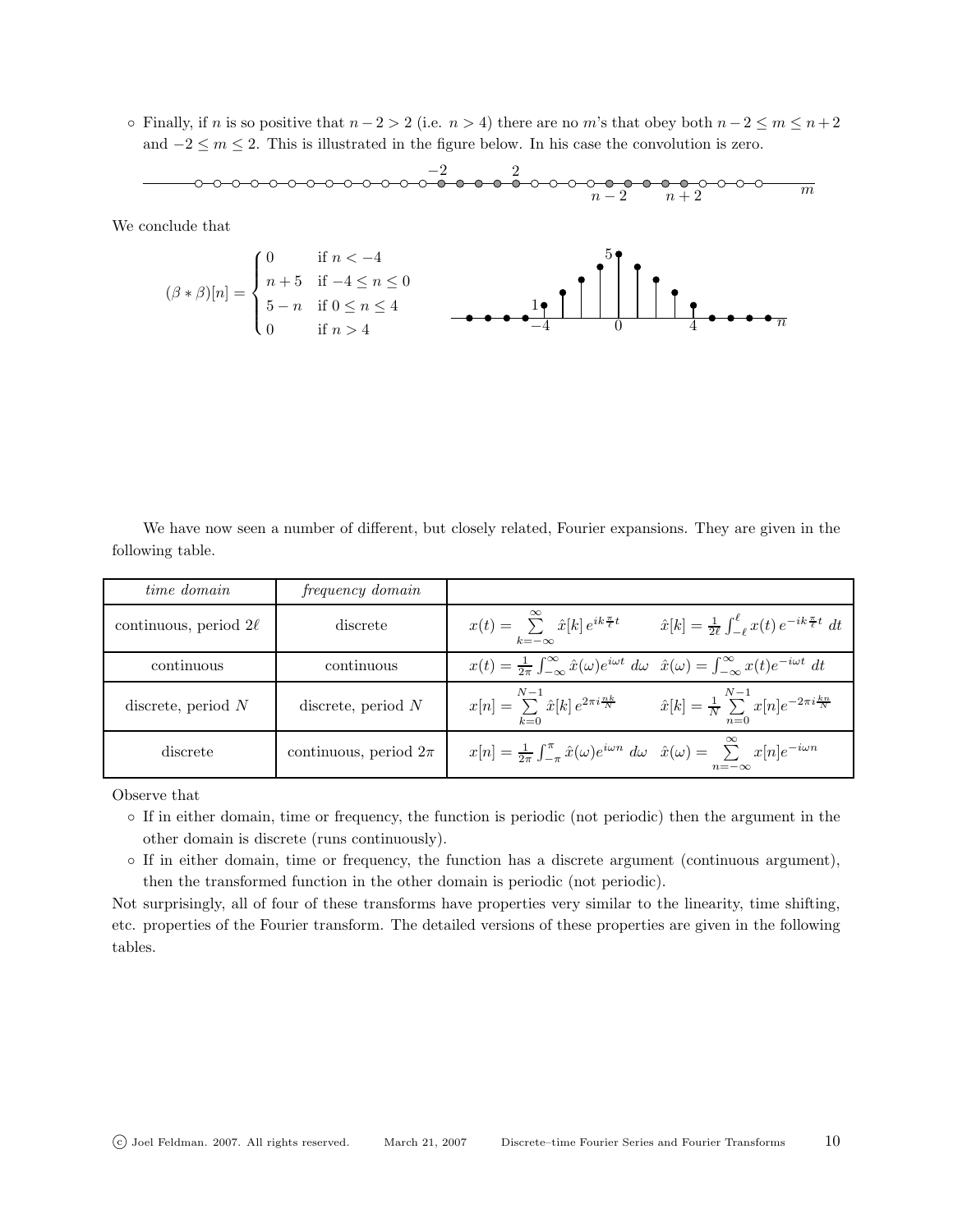- Finally, if $n$ is so positive that $n-2 > 2$ (i.e. $n > 4$) there are no $m$'s that obey both $n-2 \le m \le n+2$ and $-2 \le m \le 2$. This is illustrated in the figure below. In his case the convolution is zero.

We conclude that

$$(\beta * \beta)[n] = \begin{cases} 0 & \text{if } n < -4 \\ n+5 & \text{if } -4 \le n \le 0 \\ 5-n & \text{if } 0 \le n \le 4 \\ 0 & \text{if } n > 4 \end{cases}$$

We have now seen a number of different, but closely related, Fourier expansions. They are given in the following table.

| *time domain* | *frequency domain* | | |
|---|---|---|---|
| continuous, period $2\ell$ | discrete | $x(t) = \sum_{k=-\infty}^{\infty} \hat{x}[k]\, e^{ik\frac{\pi}{\ell}t}$ | $\hat{x}[k] = \frac{1}{2\ell}\int_{-\ell}^{\ell} x(t)\, e^{-ik\frac{\pi}{\ell}t}\ dt$ |
| continuous | continuous | $x(t) = \frac{1}{2\pi}\int_{-\infty}^{\infty} \hat{x}(\omega) e^{i\omega t}\ d\omega$ | $\hat{x}(\omega) = \int_{-\infty}^{\infty} x(t) e^{-i\omega t}\ dt$ |
| discrete, period $N$ | discrete, period $N$ | $x[n] = \sum_{k=0}^{N-1} \hat{x}[k]\, e^{2\pi i \frac{nk}{N}}$ | $\hat{x}[k] = \frac{1}{N}\sum_{n=0}^{N-1} x[n] e^{-2\pi i \frac{kn}{N}}$ |
| discrete | continuous, period $2\pi$ | $x[n] = \frac{1}{2\pi}\int_{-\pi}^{\pi} \hat{x}(\omega) e^{i\omega n}\ d\omega$ | $\hat{x}(\omega) = \sum_{n=-\infty}^{\infty} x[n] e^{-i\omega n}$ |

Observe that

- If in either domain, time or frequency, the function is periodic (not periodic) then the argument in the other domain is discrete (runs continuously).
- If in either domain, time or frequency, the function has a discrete argument (continuous argument), then the transformed function in the other domain is periodic (not periodic).

Not surprisingly, all of four of these transforms have properties very similar to the linearity, time shifting, etc. properties of the Fourier transform. The detailed versions of these properties are given in the following tables.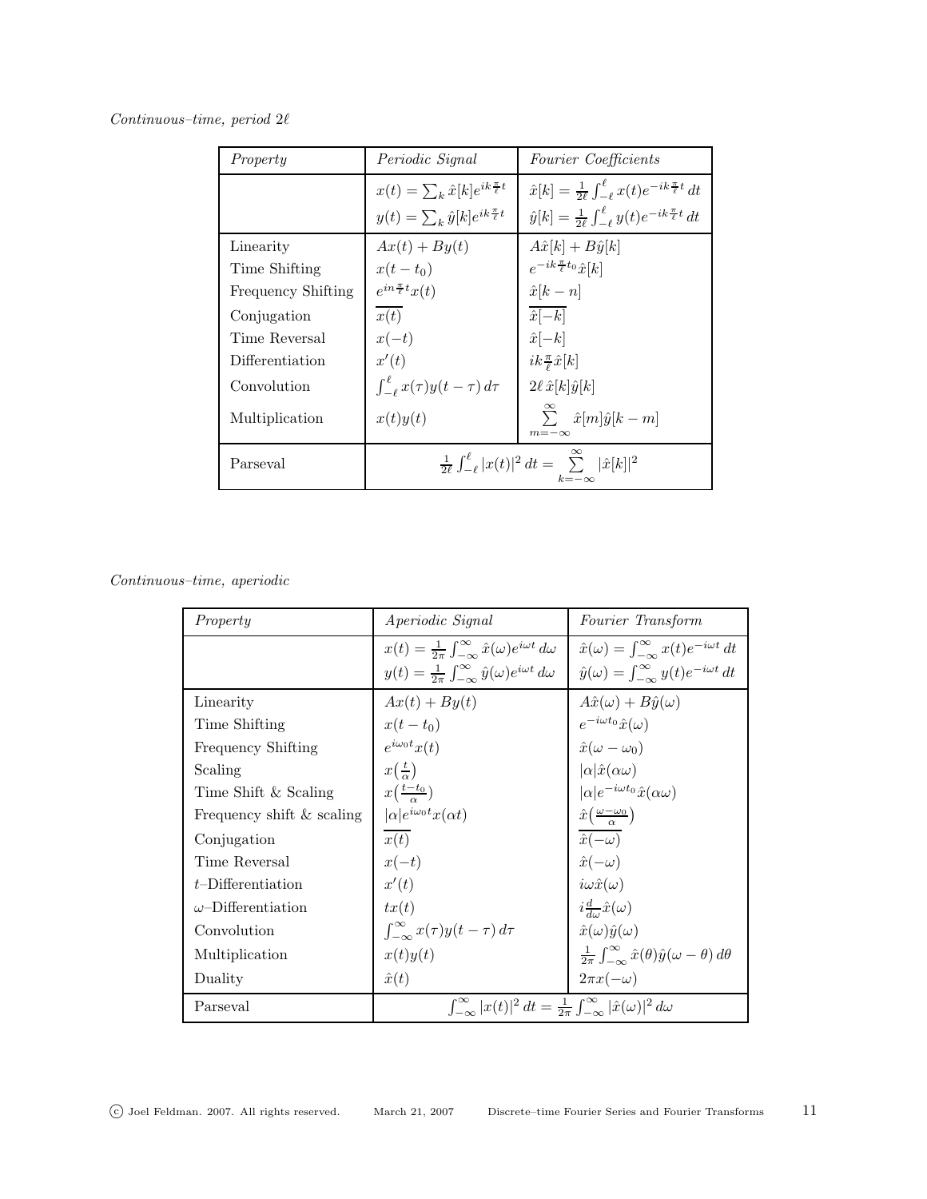*Continuous–time, period* $2\ell$

| *Property* | *Periodic Signal* | *Fourier Coefficients* |
|---|---|---|
| | $x(t)=\sum_k \hat{x}[k]e^{ik\frac{\pi}{\ell}t}$ <br> $y(t)=\sum_k \hat{y}[k]e^{ik\frac{\pi}{\ell}t}$ | $\hat{x}[k]=\frac{1}{2\ell}\int_{-\ell}^{\ell} x(t)e^{-ik\frac{\pi}{\ell}t}\,dt$ <br> $\hat{y}[k]=\frac{1}{2\ell}\int_{-\ell}^{\ell} y(t)e^{-ik\frac{\pi}{\ell}t}\,dt$ |
| Linearity | $Ax(t)+By(t)$ | $A\hat{x}[k]+B\hat{y}[k]$ |
| Time Shifting | $x(t-t_0)$ | $e^{-ik\frac{\pi}{\ell}t_0}\hat{x}[k]$ |
| Frequency Shifting | $e^{in\frac{\pi}{\ell}t}x(t)$ | $\hat{x}[k-n]$ |
| Conjugation | $\overline{x(t)}$ | $\overline{\hat{x}[-k]}$ |
| Time Reversal | $x(-t)$ | $\hat{x}[-k]$ |
| Differentiation | $x'(t)$ | $ik\frac{\pi}{\ell}\hat{x}[k]$ |
| Convolution | $\int_{-\ell}^{\ell} x(\tau)y(t-\tau)\,d\tau$ | $2\ell\,\hat{x}[k]\hat{y}[k]$ |
| Multiplication | $x(t)y(t)$ | $\sum\limits_{m=-\infty}^{\infty}\hat{x}[m]\hat{y}[k-m]$ |
| Parseval | $\frac{1}{2\ell}\int_{-\ell}^{\ell}\lvert x(t)\rvert^2\,dt=\sum\limits_{k=-\infty}^{\infty}\lvert\hat{x}[k]\rvert^2$ | |

*Continuous–time, aperiodic*

| *Property* | *Aperiodic Signal* | *Fourier Transform* |
|---|---|---|
| | $x(t)=\frac{1}{2\pi}\int_{-\infty}^{\infty}\hat{x}(\omega)e^{i\omega t}\,d\omega$ <br> $y(t)=\frac{1}{2\pi}\int_{-\infty}^{\infty}\hat{y}(\omega)e^{i\omega t}\,d\omega$ | $\hat{x}(\omega)=\int_{-\infty}^{\infty}x(t)e^{-i\omega t}\,dt$ <br> $\hat{y}(\omega)=\int_{-\infty}^{\infty}y(t)e^{-i\omega t}\,dt$ |
| Linearity | $Ax(t)+By(t)$ | $A\hat{x}(\omega)+B\hat{y}(\omega)$ |
| Time Shifting | $x(t-t_0)$ | $e^{-i\omega t_0}\hat{x}(\omega)$ |
| Frequency Shifting | $e^{i\omega_0 t}x(t)$ | $\hat{x}(\omega-\omega_0)$ |
| Scaling | $x\big(\frac{t}{\alpha}\big)$ | $\lvert\alpha\rvert\hat{x}(\alpha\omega)$ |
| Time Shift & Scaling | $x\big(\frac{t-t_0}{\alpha}\big)$ | $\lvert\alpha\rvert e^{-i\omega t_0}\hat{x}(\alpha\omega)$ |
| Frequency shift & scaling | $\lvert\alpha\rvert e^{i\omega_0 t}x(\alpha t)$ | $\hat{x}\big(\frac{\omega-\omega_0}{\alpha}\big)$ |
| Conjugation | $\overline{x(t)}$ | $\overline{\hat{x}(-\omega)}$ |
| Time Reversal | $x(-t)$ | $\hat{x}(-\omega)$ |
| $t$–Differentiation | $x'(t)$ | $i\omega\hat{x}(\omega)$ |
| $\omega$–Differentiation | $tx(t)$ | $i\frac{d}{d\omega}\hat{x}(\omega)$ |
| Convolution | $\int_{-\infty}^{\infty}x(\tau)y(t-\tau)\,d\tau$ | $\hat{x}(\omega)\hat{y}(\omega)$ |
| Multiplication | $x(t)y(t)$ | $\frac{1}{2\pi}\int_{-\infty}^{\infty}\hat{x}(\theta)\hat{y}(\omega-\theta)\,d\theta$ |
| Duality | $\hat{x}(t)$ | $2\pi x(-\omega)$ |
| Parseval | $\int_{-\infty}^{\infty}\lvert x(t)\rvert^2\,dt=\frac{1}{2\pi}\int_{-\infty}^{\infty}\lvert\hat{x}(\omega)\rvert^2\,d\omega$ | |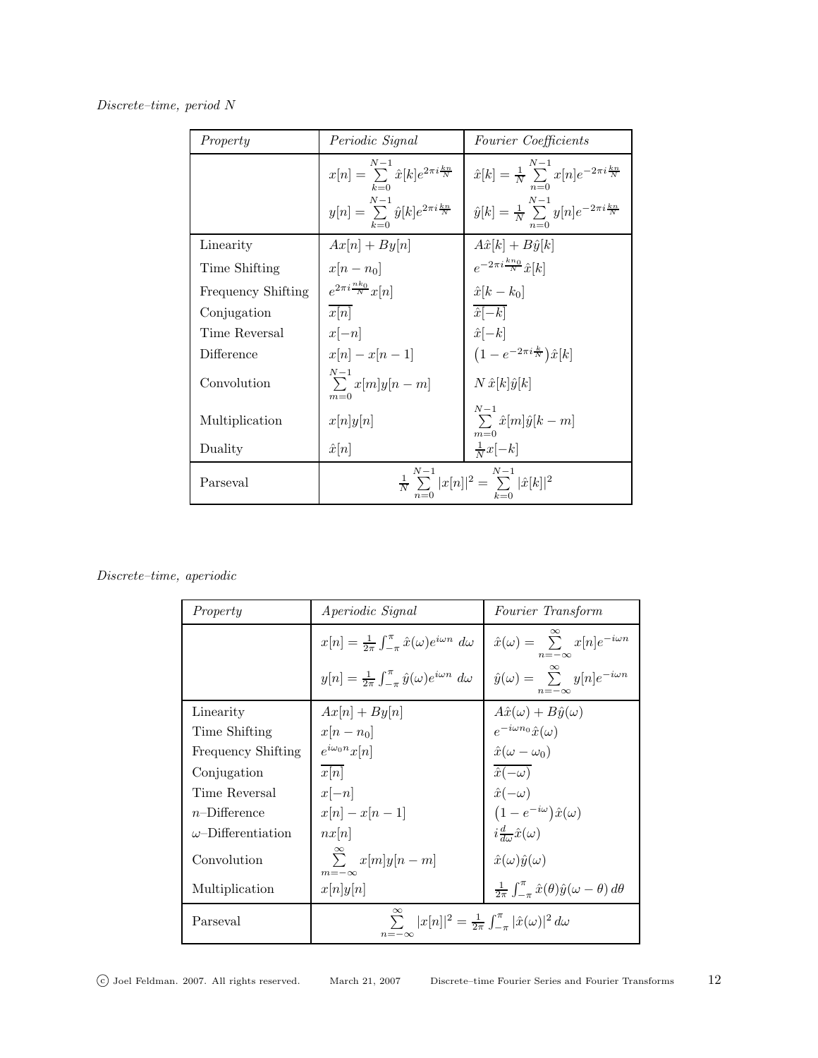*Discrete–time, period N*

| *Property* | *Periodic Signal* | *Fourier Coefficients* |
|---|---|---|
| | $x[n] = \sum\limits_{k=0}^{N-1} \hat{x}[k] e^{2\pi i \frac{kn}{N}}$ <br> $y[n] = \sum\limits_{k=0}^{N-1} \hat{y}[k] e^{2\pi i \frac{kn}{N}}$ | $\hat{x}[k] = \frac{1}{N} \sum\limits_{n=0}^{N-1} x[n] e^{-2\pi i \frac{kn}{N}}$ <br> $\hat{y}[k] = \frac{1}{N} \sum\limits_{n=0}^{N-1} y[n] e^{-2\pi i \frac{kn}{N}}$ |
| Linearity | $Ax[n] + By[n]$ | $A\hat{x}[k] + B\hat{y}[k]$ |
| Time Shifting | $x[n - n_0]$ | $e^{-2\pi i \frac{kn_0}{N}} \hat{x}[k]$ |
| Frequency Shifting | $e^{2\pi i \frac{nk_0}{N}} x[n]$ | $\hat{x}[k - k_0]$ |
| Conjugation | $\overline{x[n]}$ | $\overline{\hat{x}[-k]}$ |
| Time Reversal | $x[-n]$ | $\hat{x}[-k]$ |
| Difference | $x[n] - x[n-1]$ | $\big(1 - e^{-2\pi i \frac{k}{N}}\big)\hat{x}[k]$ |
| Convolution | $\sum\limits_{m=0}^{N-1} x[m] y[n-m]$ | $N\, \hat{x}[k]\hat{y}[k]$ |
| Multiplication | $x[n]y[n]$ | $\sum\limits_{m=0}^{N-1} \hat{x}[m]\hat{y}[k-m]$ |
| Duality | $\hat{x}[n]$ | $\frac{1}{N} x[-k]$ |
| Parseval | $\frac{1}{N} \sum\limits_{n=0}^{N-1} \lvert x[n]\rvert^2 = \sum\limits_{k=0}^{N-1} \lvert \hat{x}[k]\rvert^2$ | |

*Discrete–time, aperiodic*

| *Property* | *Aperiodic Signal* | *Fourier Transform* |
|---|---|---|
| | $x[n] = \frac{1}{2\pi} \int_{-\pi}^{\pi} \hat{x}(\omega) e^{i\omega n}\ d\omega$ <br> $y[n] = \frac{1}{2\pi} \int_{-\pi}^{\pi} \hat{y}(\omega) e^{i\omega n}\ d\omega$ | $\hat{x}(\omega) = \sum\limits_{n=-\infty}^{\infty} x[n] e^{-i\omega n}$ <br> $\hat{y}(\omega) = \sum\limits_{n=-\infty}^{\infty} y[n] e^{-i\omega n}$ |
| Linearity | $Ax[n] + By[n]$ | $A\hat{x}(\omega) + B\hat{y}(\omega)$ |
| Time Shifting | $x[n - n_0]$ | $e^{-i\omega n_0} \hat{x}(\omega)$ |
| Frequency Shifting | $e^{i\omega_0 n} x[n]$ | $\hat{x}(\omega - \omega_0)$ |
| Conjugation | $\overline{x[n]}$ | $\overline{\hat{x}(-\omega)}$ |
| Time Reversal | $x[-n]$ | $\hat{x}(-\omega)$ |
| $n$–Difference | $x[n] - x[n-1]$ | $\big(1 - e^{-i\omega}\big)\hat{x}(\omega)$ |
| $\omega$–Differentiation | $nx[n]$ | $i\frac{d}{d\omega}\hat{x}(\omega)$ |
| Convolution | $\sum\limits_{m=-\infty}^{\infty} x[m] y[n-m]$ | $\hat{x}(\omega)\hat{y}(\omega)$ |
| Multiplication | $x[n]y[n]$ | $\frac{1}{2\pi} \int_{-\pi}^{\pi} \hat{x}(\theta)\hat{y}(\omega - \theta)\, d\theta$ |
| Parseval | $\sum\limits_{n=-\infty}^{\infty} \lvert x[n]\rvert^2 = \frac{1}{2\pi} \int_{-\pi}^{\pi} \lvert \hat{x}(\omega)\rvert^2\, d\omega$ | |